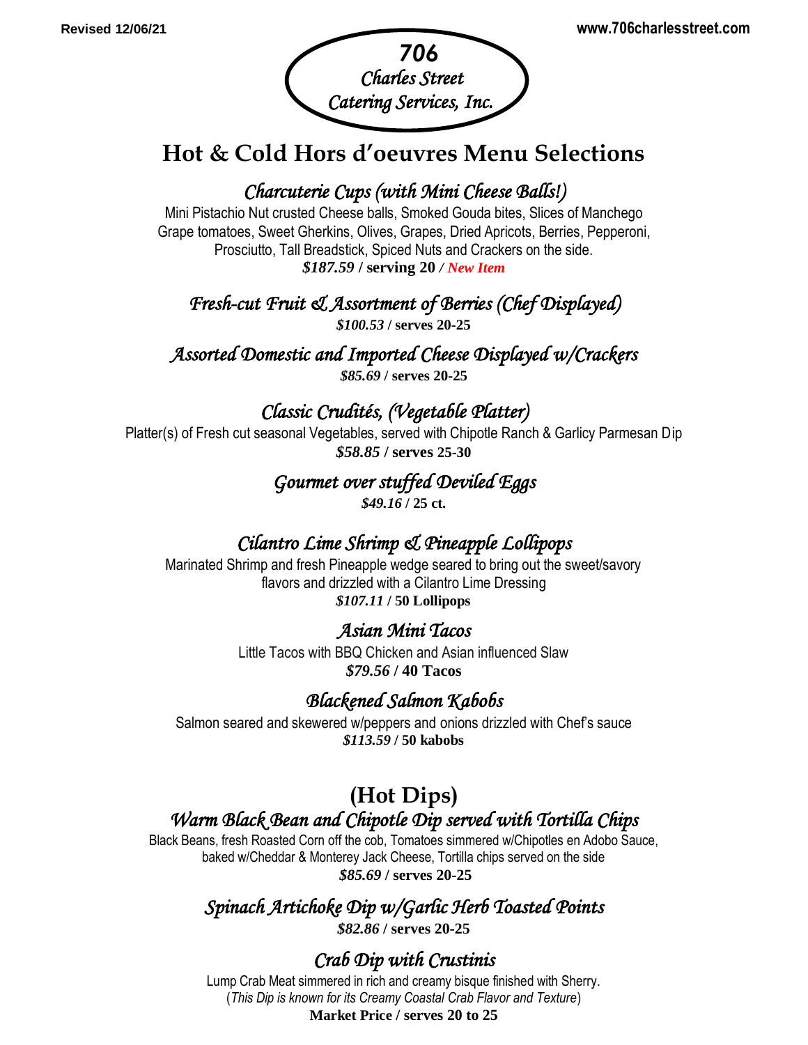Revised 12/06/21

www.706charlesstreet.com

**706**
*Charles Street*
*Catering Services, Inc.*

# Hot & Cold Hors d'oeuvres Menu Selections

## *Charcuterie Cups (with Mini Cheese Balls!)*

Mini Pistachio Nut crusted Cheese balls, Smoked Gouda bites, Slices of Manchego Grape tomatoes, Sweet Gherkins, Olives, Grapes, Dried Apricots, Berries, Pepperoni, Prosciutto, Tall Breadstick, Spiced Nuts and Crackers on the side.

***$187.59*** **/ serving 20** */ New Item*

## *Fresh-cut Fruit & Assortment of Berries (Chef Displayed)*

***$100.53*** **/ serves 20-25**

## *Assorted Domestic and Imported Cheese Displayed w/Crackers*

***$85.69*** **/ serves 20-25**

## *Classic Crudités, (Vegetable Platter)*

Platter(s) of Fresh cut seasonal Vegetables, served with Chipotle Ranch & Garlicy Parmesan Dip

***$58.85*** **/ serves 25-30**

## *Gourmet over stuffed Deviled Eggs*

***$49.16*** **/ 25 ct.**

## *Cilantro Lime Shrimp & Pineapple Lollipops*

Marinated Shrimp and fresh Pineapple wedge seared to bring out the sweet/savory flavors and drizzled with a Cilantro Lime Dressing

***$107.11*** **/ 50 Lollipops**

## *Asian Mini Tacos*

Little Tacos with BBQ Chicken and Asian influenced Slaw

***$79.56*** **/ 40 Tacos**

## *Blackened Salmon Kabobs*

Salmon seared and skewered w/peppers and onions drizzled with Chef's sauce

***$113.59*** **/ 50 kabobs**

# (Hot Dips)

## *Warm Black Bean and Chipotle Dip served with Tortilla Chips*

Black Beans, fresh Roasted Corn off the cob, Tomatoes simmered w/Chipotles en Adobo Sauce, baked w/Cheddar & Monterey Jack Cheese, Tortilla chips served on the side

***$85.69*** **/ serves 20-25**

## *Spinach Artichoke Dip w/Garlic Herb Toasted Points*

***$82.86*** **/ serves 20-25**

## *Crab Dip with Crustinis*

Lump Crab Meat simmered in rich and creamy bisque finished with Sherry.
(*This Dip is known for its Creamy Coastal Crab Flavor and Texture*)

**Market Price / serves 20 to 25**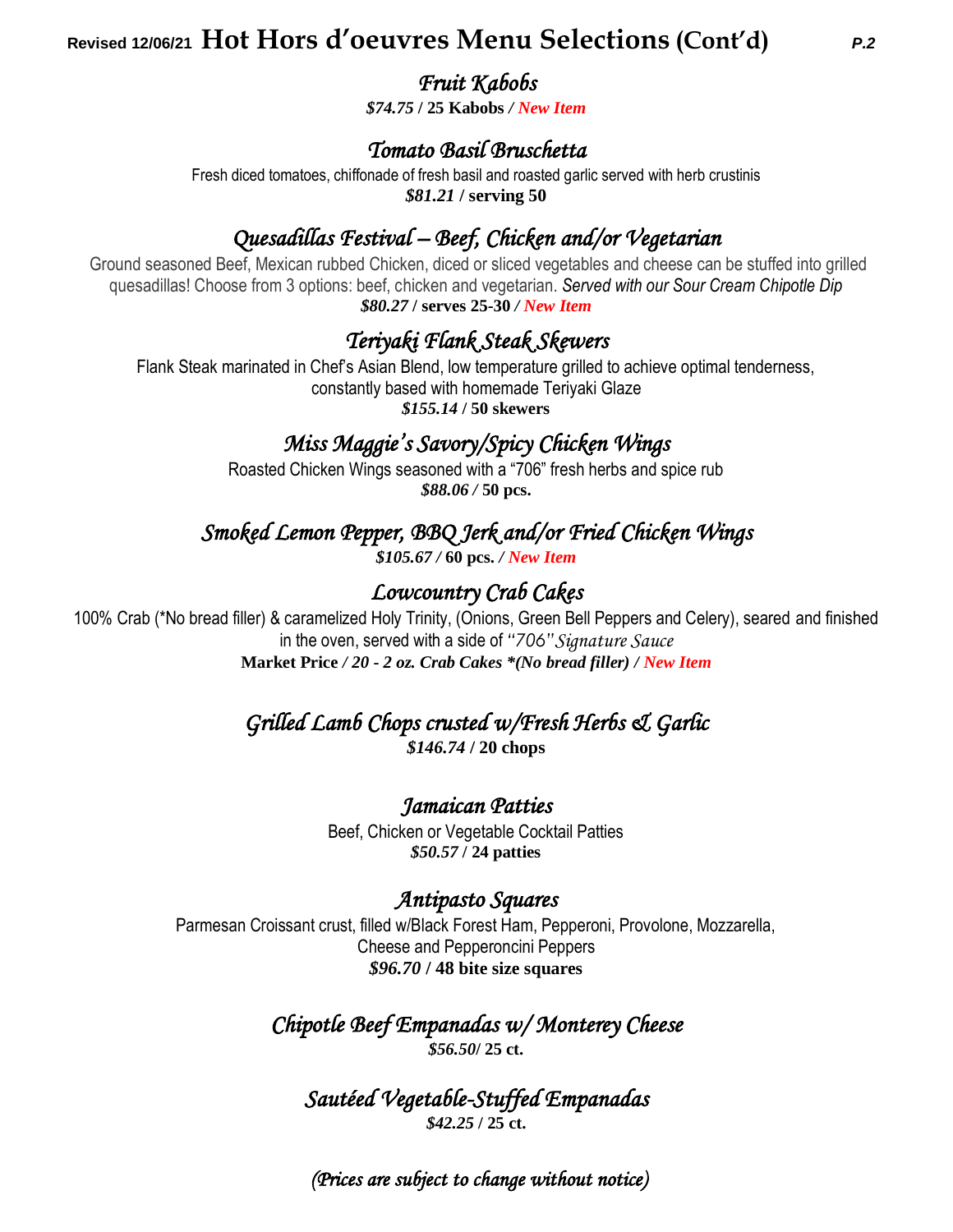# Revised 12/06/21 Hot Hors d'oeuvres Menu Selections (Cont'd)

## *Fruit Kabobs*

***$74.75*** **/ 25 Kabobs** */ **New Item***

## *Tomato Basil Bruschetta*

Fresh diced tomatoes, chiffonade of fresh basil and roasted garlic served with herb crustinis

***$81.21*** **/ serving 50**

## *Quesadillas Festival – Beef, Chicken and/or Vegetarian*

Ground seasoned Beef, Mexican rubbed Chicken, diced or sliced vegetables and cheese can be stuffed into grilled quesadillas! Choose from 3 options: beef, chicken and vegetarian. *Served with our Sour Cream Chipotle Dip*

***$80.27*** **/ serves 25-30** */ **New Item***

## *Teriyaki Flank Steak Skewers*

Flank Steak marinated in Chef's Asian Blend, low temperature grilled to achieve optimal tenderness, constantly based with homemade Teriyaki Glaze

***$155.14*** **/ 50 skewers**

## *Miss Maggie's Savory/Spicy Chicken Wings*

Roasted Chicken Wings seasoned with a "706" fresh herbs and spice rub

***$88.06 /*** **50 pcs.**

## *Smoked Lemon Pepper, BBQ Jerk and/or Fried Chicken Wings*

***$105.67 /*** **60 pcs.** */ **New Item***

## *Lowcountry Crab Cakes*

100% Crab (*No bread filler) & caramelized Holy Trinity, (Onions, Green Bell Peppers and Celery), seared and finished in the oven, served with a side of *"706" Signature Sauce*

**Market Price** ***/ 20 - 2 oz. Crab Cakes *(No bread filler) / New Item***

## *Grilled Lamb Chops crusted w/Fresh Herbs & Garlic*

***$146.74*** **/ 20 chops**

## *Jamaican Patties*

Beef, Chicken or Vegetable Cocktail Patties

***$50.57*** **/ 24 patties**

## *Antipasto Squares*

Parmesan Croissant crust, filled w/Black Forest Ham, Pepperoni, Provolone, Mozzarella, Cheese and Pepperoncini Peppers

***$96.70*** **/ 48 bite size squares**

## *Chipotle Beef Empanadas w/ Monterey Cheese*

***$56.50*****/ 25 ct.**

## *Sautéed Vegetable-Stuffed Empanadas*

***$42.25*** **/ 25 ct.**

*(Prices are subject to change without notice)*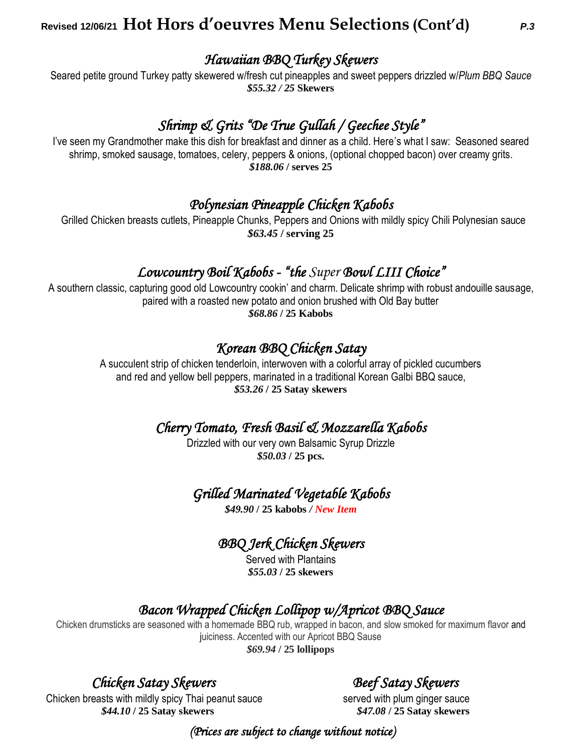# Hot Hors d'oeuvres Menu Selections (Cont'd)

Revised 12/06/21

## *Hawaiian BBQ Turkey Skewers*

Seared petite ground Turkey patty skewered w/fresh cut pineapples and sweet peppers drizzled w/*Plum BBQ Sauce*

***$55.32 / 25* Skewers**

## *Shrimp & Grits "De True Gullah / Geechee Style"*

I've seen my Grandmother make this dish for breakfast and dinner as a child. Here's what I saw: Seasoned seared shrimp, smoked sausage, tomatoes, celery, peppers & onions, (optional chopped bacon) over creamy grits.

***$188.06* / serves 25**

## *Polynesian Pineapple Chicken Kabobs*

Grilled Chicken breasts cutlets, Pineapple Chunks, Peppers and Onions with mildly spicy Chili Polynesian sauce

***$63.45* / serving 25**

## *Lowcountry Boil Kabobs - "the Super Bowl LIII Choice"*

A southern classic, capturing good old Lowcountry cookin' and charm. Delicate shrimp with robust andouille sausage, paired with a roasted new potato and onion brushed with Old Bay butter

***$68.86* / 25 Kabobs**

## *Korean BBQ Chicken Satay*

A succulent strip of chicken tenderloin, interwoven with a colorful array of pickled cucumbers and red and yellow bell peppers, marinated in a traditional Korean Galbi BBQ sauce,

***$53.26* / 25 Satay skewers**

## *Cherry Tomato, Fresh Basil & Mozzarella Kabobs*

Drizzled with our very own Balsamic Syrup Drizzle

***$50.03* / 25 pcs.**

## *Grilled Marinated Vegetable Kabobs*

***$49.90* / 25 kabobs** / ***New Item***

## *BBQ Jerk Chicken Skewers*

Served with Plantains

***$55.03* / 25 skewers**

## *Bacon Wrapped Chicken Lollipop w/Apricot BBQ Sauce*

Chicken drumsticks are seasoned with a homemade BBQ rub, wrapped in bacon, and slow smoked for maximum flavor and juiciness. Accented with our Apricot BBQ Sause

***$69.94* / 25 lollipops**

## *Chicken Satay Skewers*

Chicken breasts with mildly spicy Thai peanut sauce

***$44.10* / 25 Satay skewers**

## *Beef Satay Skewers*

served with plum ginger sauce

***$47.08* / 25 Satay skewers**

*(Prices are subject to change without notice)*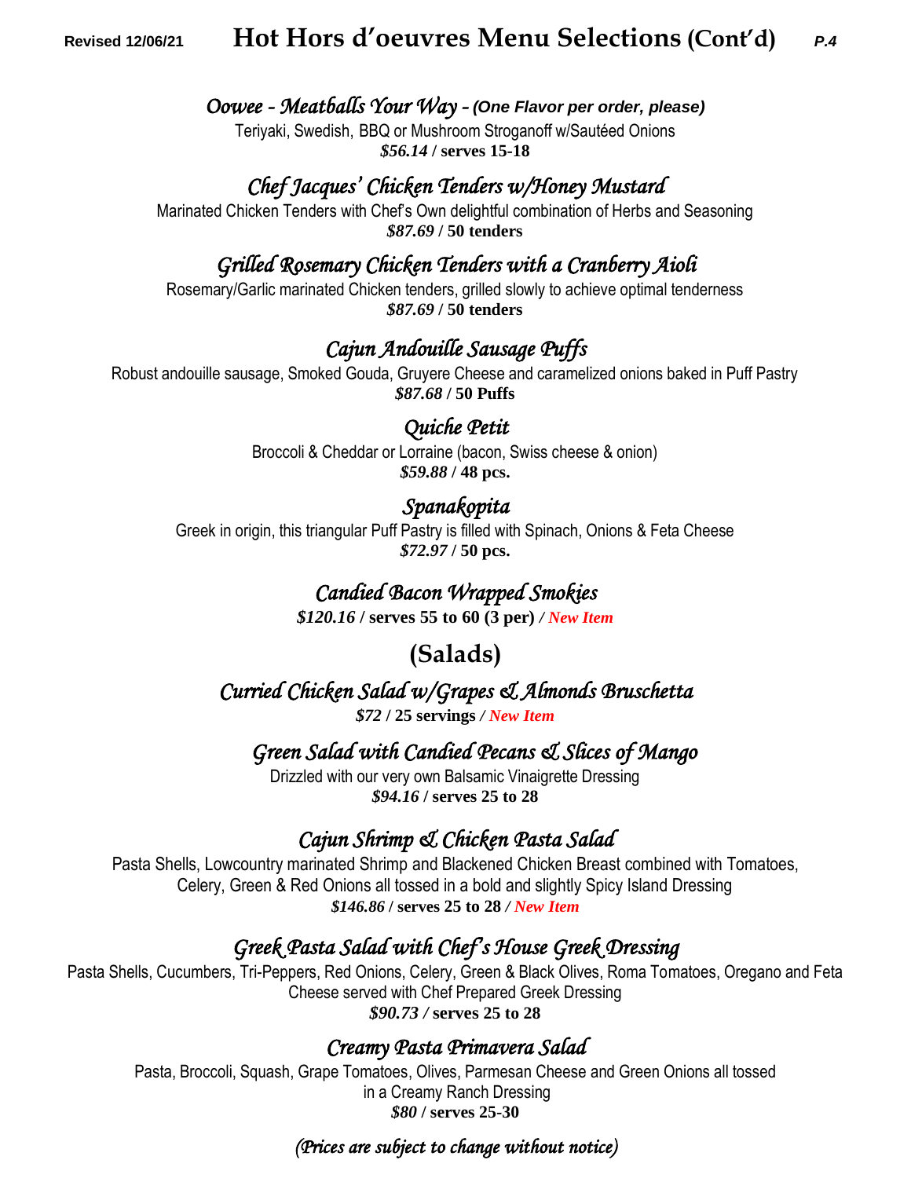# Hot Hors d'oeuvres Menu Selections (Cont'd)

Revised 12/06/21

### *Oowee - Meatballs Your Way* - *(One Flavor per order, please)*

Teriyaki, Swedish, BBQ or Mushroom Stroganoff w/Sautéed Onions

***$56.14*** **/ serves 15-18**

### *Chef Jacques' Chicken Tenders w/Honey Mustard*

Marinated Chicken Tenders with Chef's Own delightful combination of Herbs and Seasoning

***$87.69*** **/ 50 tenders**

### *Grilled Rosemary Chicken Tenders with a Cranberry Aioli*

Rosemary/Garlic marinated Chicken tenders, grilled slowly to achieve optimal tenderness

***$87.69*** **/ 50 tenders**

### *Cajun Andouille Sausage Puffs*

Robust andouille sausage, Smoked Gouda, Gruyere Cheese and caramelized onions baked in Puff Pastry

***$87.68*** **/ 50 Puffs**

### *Quiche Petit*

Broccoli & Cheddar or Lorraine (bacon, Swiss cheese & onion)

***$59.88*** **/ 48 pcs.**

### *Spanakopita*

Greek in origin, this triangular Puff Pastry is filled with Spinach, Onions & Feta Cheese

***$72.97*** **/ 50 pcs.**

### *Candied Bacon Wrapped Smokies*

***$120.16*** **/ serves 55 to 60 (3 per)** */ New Item*

## (Salads)

### *Curried Chicken Salad w/Grapes & Almonds Bruschetta*

***$72*** **/ 25 servings** */ New Item*

### *Green Salad with Candied Pecans & Slices of Mango*

Drizzled with our very own Balsamic Vinaigrette Dressing

***$94.16*** **/ serves 25 to 28**

### *Cajun Shrimp & Chicken Pasta Salad*

Pasta Shells, Lowcountry marinated Shrimp and Blackened Chicken Breast combined with Tomatoes, Celery, Green & Red Onions all tossed in a bold and slightly Spicy Island Dressing

***$146.86*** **/ serves 25 to 28** */ New Item*

### *Greek Pasta Salad with Chef's House Greek Dressing*

Pasta Shells, Cucumbers, Tri-Peppers, Red Onions, Celery, Green & Black Olives, Roma Tomatoes, Oregano and Feta Cheese served with Chef Prepared Greek Dressing

***$90.73 /*** **serves 25 to 28**

### *Creamy Pasta Primavera Salad*

Pasta, Broccoli, Squash, Grape Tomatoes, Olives, Parmesan Cheese and Green Onions all tossed in a Creamy Ranch Dressing

***$80*** **/ serves 25-30**

*(Prices are subject to change without notice)*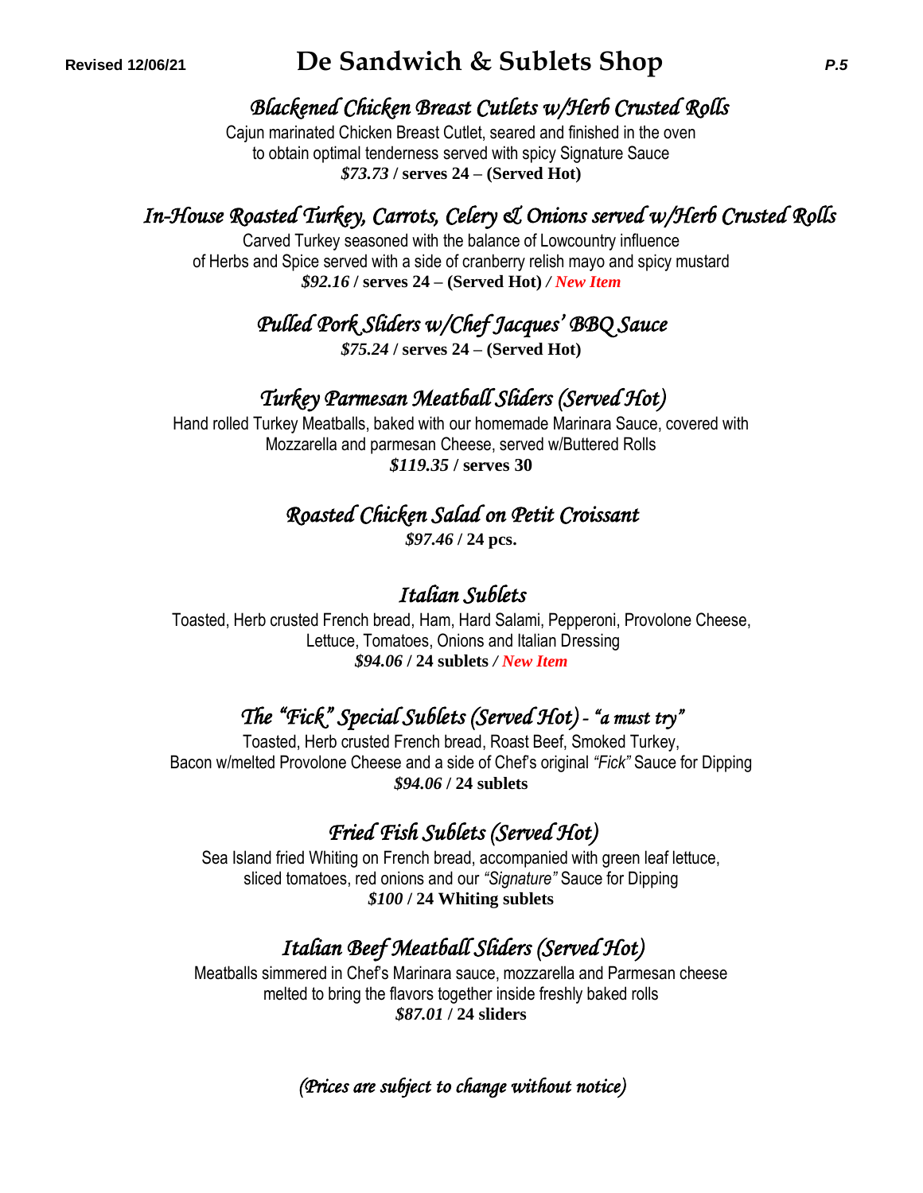# De Sandwich & Sublets Shop

Revised 12/06/21

## *Blackened Chicken Breast Cutlets w/Herb Crusted Rolls*

Cajun marinated Chicken Breast Cutlet, seared and finished in the oven to obtain optimal tenderness served with spicy Signature Sauce

***$73.73*** **/ serves 24 – (Served Hot)**

## *In-House Roasted Turkey, Carrots, Celery & Onions served w/Herb Crusted Rolls*

Carved Turkey seasoned with the balance of Lowcountry influence of Herbs and Spice served with a side of cranberry relish mayo and spicy mustard

***$92.16*** **/ serves 24 – (Served Hot)** */ New Item*

## *Pulled Pork Sliders w/Chef Jacques' BBQ Sauce*

***$75.24*** **/ serves 24 – (Served Hot)**

## *Turkey Parmesan Meatball Sliders (Served Hot)*

Hand rolled Turkey Meatballs, baked with our homemade Marinara Sauce, covered with Mozzarella and parmesan Cheese, served w/Buttered Rolls

***$119.35*** **/ serves 30**

## *Roasted Chicken Salad on Petit Croissant*

***$97.46*** **/ 24 pcs.**

## *Italian Sublets*

Toasted, Herb crusted French bread, Ham, Hard Salami, Pepperoni, Provolone Cheese, Lettuce, Tomatoes, Onions and Italian Dressing

***$94.06*** **/ 24 sublets** */ New Item*

## *The "Fick" Special Sublets (Served Hot) - "a must try"*

Toasted, Herb crusted French bread, Roast Beef, Smoked Turkey, Bacon w/melted Provolone Cheese and a side of Chef's original *"Fick"* Sauce for Dipping

***$94.06*** **/ 24 sublets**

## *Fried Fish Sublets (Served Hot)*

Sea Island fried Whiting on French bread, accompanied with green leaf lettuce, sliced tomatoes, red onions and our *"Signature"* Sauce for Dipping

***$100*** **/ 24 Whiting sublets**

## *Italian Beef Meatball Sliders (Served Hot)*

Meatballs simmered in Chef's Marinara sauce, mozzarella and Parmesan cheese melted to bring the flavors together inside freshly baked rolls

***$87.01*** **/ 24 sliders**

*(Prices are subject to change without notice)*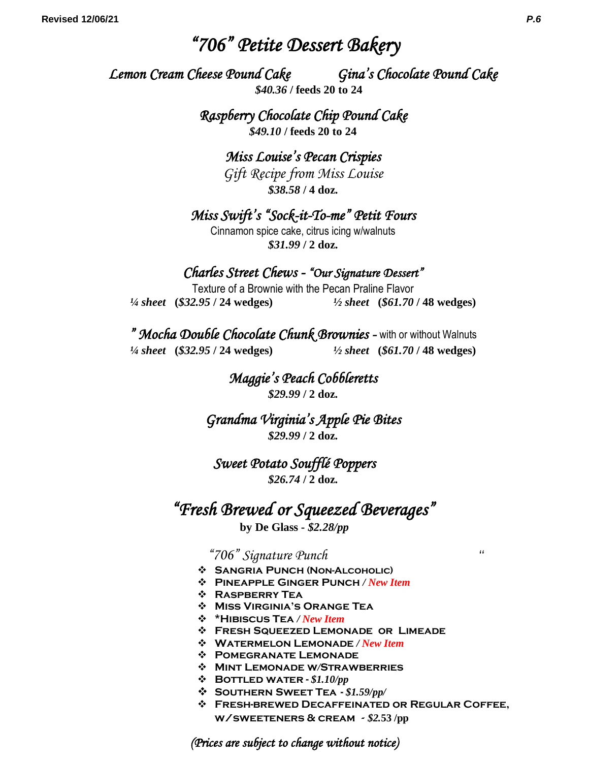# "706" Petite Dessert Bakery

*Lemon Cream Cheese Pound Cake* *Gina's Chocolate Pound Cake*

***$40.36* / feeds 20 to 24**

*Raspberry Chocolate Chip Pound Cake*

***$49.10* / feeds 20 to 24**

*Miss Louise's Pecan Crispies*

*Gift Recipe from Miss Louise*

***$38.58* / 4 doz.**

*Miss Swift's "Sock-it-To-me" Petit Fours*

Cinnamon spice cake, citrus icing w/walnuts

***$31.99* / 2 doz.**

*Charles Street Chews - "Our Signature Dessert"*

Texture of a Brownie with the Pecan Praline Flavor

***¼ sheet* (*$32.95* / 24 wedges)** ***½ sheet* (*$61.70* / 48 wedges)**

*" Mocha Double Chocolate Chunk Brownies* - with or without Walnuts

***¼ sheet* (*$32.95* / 24 wedges)** ***½ sheet* (*$61.70* / 48 wedges)**

*Maggie's Peach Cobbleretts*

***$29.99* / 2 doz.**

*Grandma Virginia's Apple Pie Bites*

***$29.99* / 2 doz.**

*Sweet Potato Soufflé Poppers*

***$26.74* / 2 doz.**

## "Fresh Brewed or Squeezed Beverages"

**by De Glass - *$2.28/pp***

*"706" Signature Punch* "

- **Sangria Punch (Non-Alcoholic)**
- **Pineapple Ginger Punch** / *New Item*
- **Raspberry Tea**
- **Miss Virginia's Orange Tea**
- **\*Hibiscus Tea** / *New Item*
- **Fresh Squeezed Lemonade or Limeade**
- **Watermelon Lemonade** / *New Item*
- **Pomegranate Lemonade**
- **Mint Lemonade w/Strawberries**
- **Bottled water - *$1.10/pp***
- **Southern Sweet Tea - *$1.59/pp/***
- **Fresh-brewed Decaffeinated or Regular Coffee, w/sweeteners & cream - *$2.53* /pp**

*(Prices are subject to change without notice)*